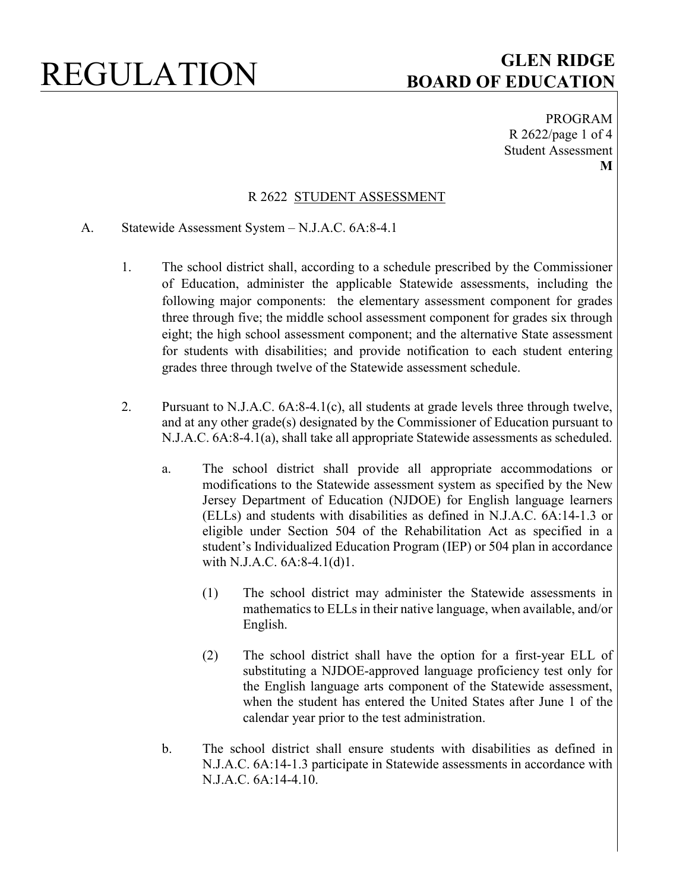# REGULATION

**GLEN RIDGE BOARD OF EDUCATION**

PROGRAM
R 2622/page 1 of 4
Student Assessment
**M**

## R 2622 STUDENT ASSESSMENT

A. Statewide Assessment System – N.J.A.C. 6A:8-4.1

1. The school district shall, according to a schedule prescribed by the Commissioner of Education, administer the applicable Statewide assessments, including the following major components: the elementary assessment component for grades three through five; the middle school assessment component for grades six through eight; the high school assessment component; and the alternative State assessment for students with disabilities; and provide notification to each student entering grades three through twelve of the Statewide assessment schedule.

2. Pursuant to N.J.A.C. 6A:8-4.1(c), all students at grade levels three through twelve, and at any other grade(s) designated by the Commissioner of Education pursuant to N.J.A.C. 6A:8-4.1(a), shall take all appropriate Statewide assessments as scheduled.

   a. The school district shall provide all appropriate accommodations or modifications to the Statewide assessment system as specified by the New Jersey Department of Education (NJDOE) for English language learners (ELLs) and students with disabilities as defined in N.J.A.C. 6A:14-1.3 or eligible under Section 504 of the Rehabilitation Act as specified in a student's Individualized Education Program (IEP) or 504 plan in accordance with N.J.A.C. 6A:8-4.1(d)1.

      (1) The school district may administer the Statewide assessments in mathematics to ELLs in their native language, when available, and/or English.

      (2) The school district shall have the option for a first-year ELL of substituting a NJDOE-approved language proficiency test only for the English language arts component of the Statewide assessment, when the student has entered the United States after June 1 of the calendar year prior to the test administration.

   b. The school district shall ensure students with disabilities as defined in N.J.A.C. 6A:14-1.3 participate in Statewide assessments in accordance with N.J.A.C. 6A:14-4.10.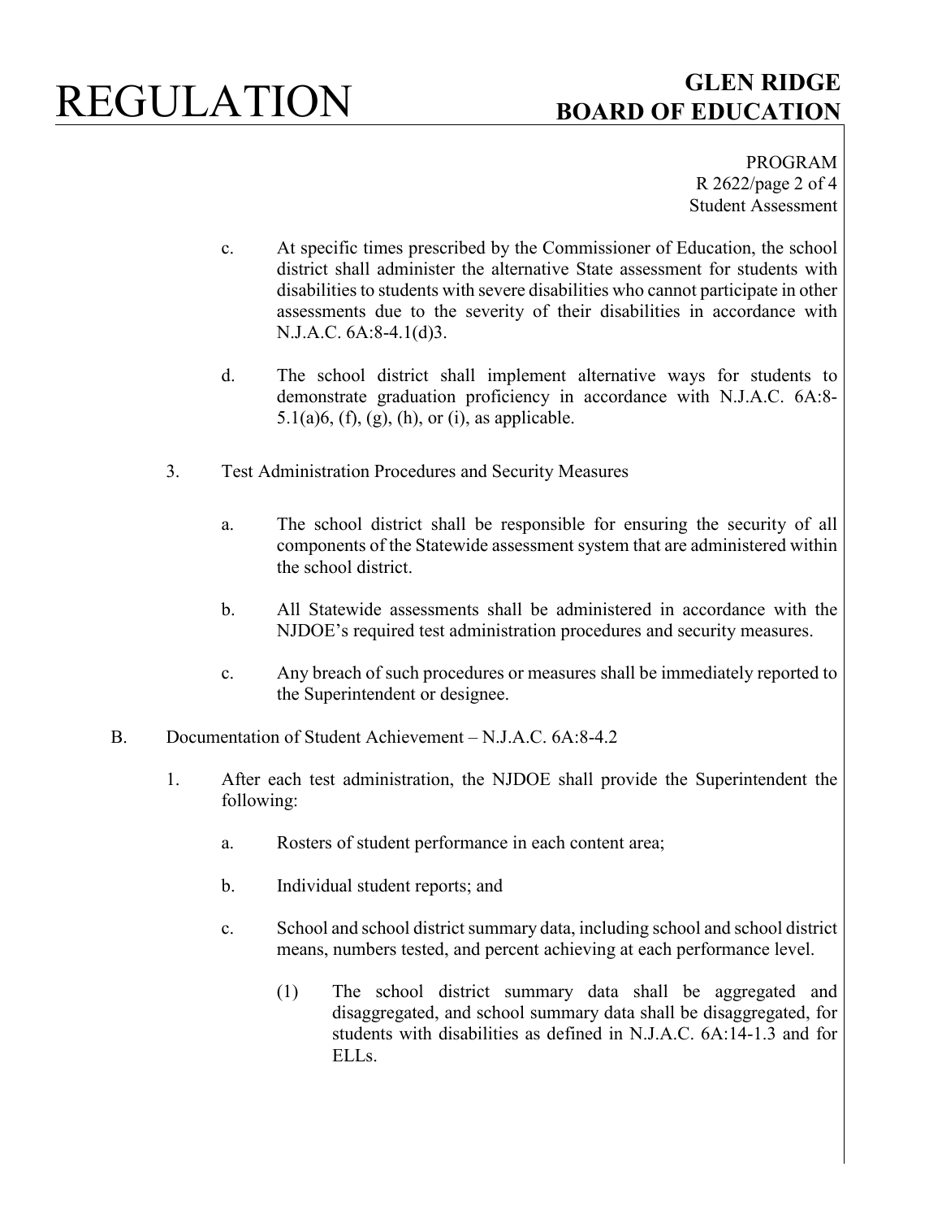c. At specific times prescribed by the Commissioner of Education, the school district shall administer the alternative State assessment for students with disabilities to students with severe disabilities who cannot participate in other assessments due to the severity of their disabilities in accordance with N.J.A.C. 6A:8-4.1(d)3.

d. The school district shall implement alternative ways for students to demonstrate graduation proficiency in accordance with N.J.A.C. 6A:8-5.1(a)6, (f), (g), (h), or (i), as applicable.

3. Test Administration Procedures and Security Measures

a. The school district shall be responsible for ensuring the security of all components of the Statewide assessment system that are administered within the school district.

b. All Statewide assessments shall be administered in accordance with the NJDOE's required test administration procedures and security measures.

c. Any breach of such procedures or measures shall be immediately reported to the Superintendent or designee.

B. Documentation of Student Achievement – N.J.A.C. 6A:8-4.2

1. After each test administration, the NJDOE shall provide the Superintendent the following:

a. Rosters of student performance in each content area;

b. Individual student reports; and

c. School and school district summary data, including school and school district means, numbers tested, and percent achieving at each performance level.

(1) The school district summary data shall be aggregated and disaggregated, and school summary data shall be disaggregated, for students with disabilities as defined in N.J.A.C. 6A:14-1.3 and for ELLs.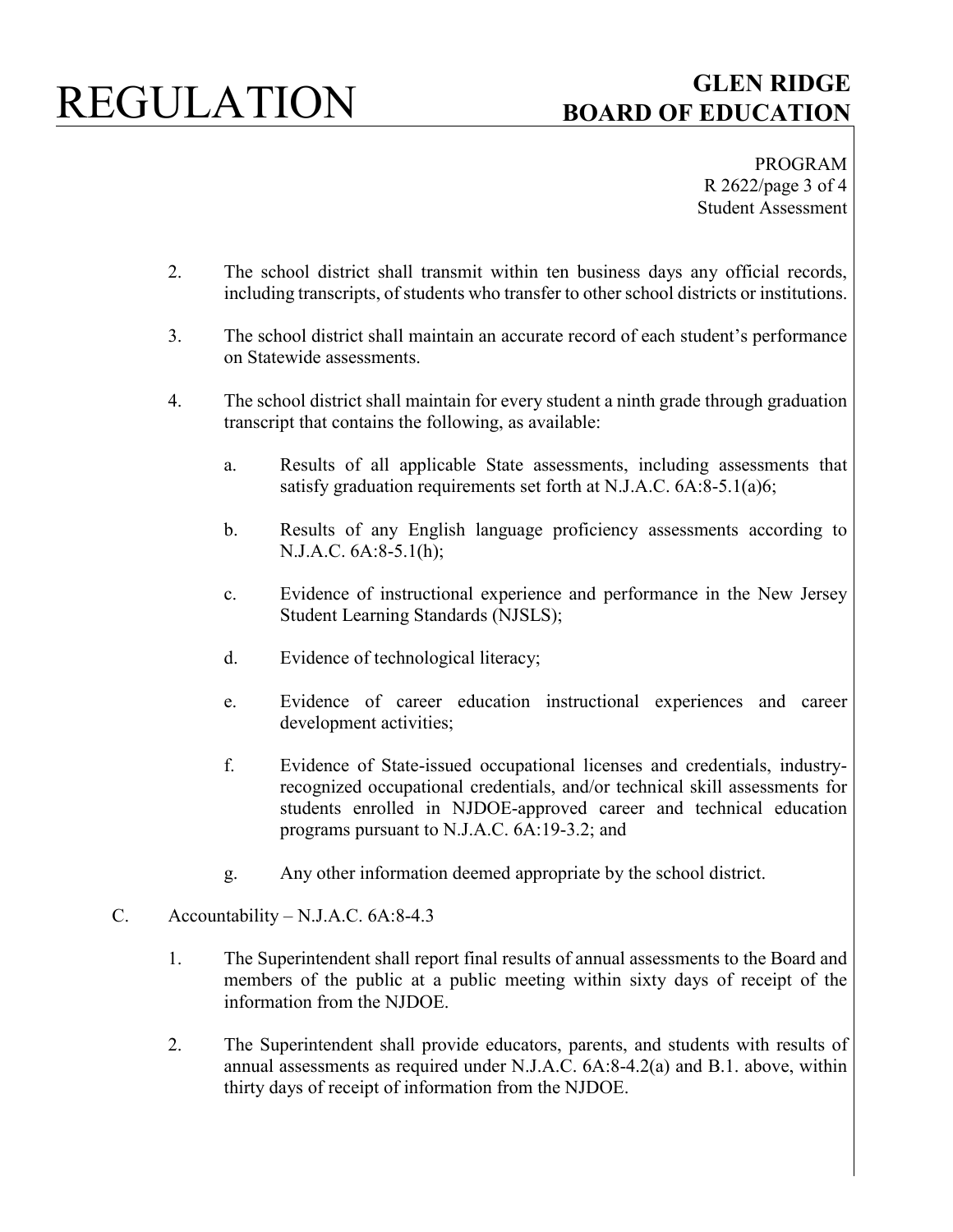2. The school district shall transmit within ten business days any official records, including transcripts, of students who transfer to other school districts or institutions.

3. The school district shall maintain an accurate record of each student's performance on Statewide assessments.

4. The school district shall maintain for every student a ninth grade through graduation transcript that contains the following, as available:

   a. Results of all applicable State assessments, including assessments that satisfy graduation requirements set forth at N.J.A.C. 6A:8-5.1(a)6;

   b. Results of any English language proficiency assessments according to N.J.A.C. 6A:8-5.1(h);

   c. Evidence of instructional experience and performance in the New Jersey Student Learning Standards (NJSLS);

   d. Evidence of technological literacy;

   e. Evidence of career education instructional experiences and career development activities;

   f. Evidence of State-issued occupational licenses and credentials, industry-recognized occupational credentials, and/or technical skill assessments for students enrolled in NJDOE-approved career and technical education programs pursuant to N.J.A.C. 6A:19-3.2; and

   g. Any other information deemed appropriate by the school district.

C. Accountability – N.J.A.C. 6A:8-4.3

1. The Superintendent shall report final results of annual assessments to the Board and members of the public at a public meeting within sixty days of receipt of the information from the NJDOE.

2. The Superintendent shall provide educators, parents, and students with results of annual assessments as required under N.J.A.C. 6A:8-4.2(a) and B.1. above, within thirty days of receipt of information from the NJDOE.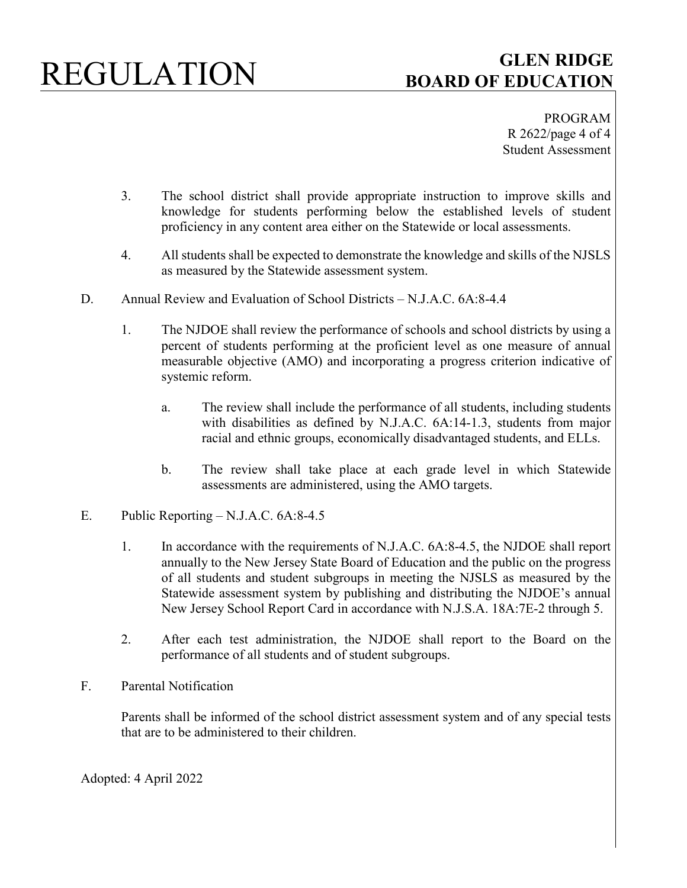3. The school district shall provide appropriate instruction to improve skills and knowledge for students performing below the established levels of student proficiency in any content area either on the Statewide or local assessments.

4. All students shall be expected to demonstrate the knowledge and skills of the NJSLS as measured by the Statewide assessment system.

D. Annual Review and Evaluation of School Districts – N.J.A.C. 6A:8-4.4

 1. The NJDOE shall review the performance of schools and school districts by using a percent of students performing at the proficient level as one measure of annual measurable objective (AMO) and incorporating a progress criterion indicative of systemic reform.

  a. The review shall include the performance of all students, including students with disabilities as defined by N.J.A.C. 6A:14-1.3, students from major racial and ethnic groups, economically disadvantaged students, and ELLs.

  b. The review shall take place at each grade level in which Statewide assessments are administered, using the AMO targets.

E. Public Reporting – N.J.A.C. 6A:8-4.5

 1. In accordance with the requirements of N.J.A.C. 6A:8-4.5, the NJDOE shall report annually to the New Jersey State Board of Education and the public on the progress of all students and student subgroups in meeting the NJSLS as measured by the Statewide assessment system by publishing and distributing the NJDOE's annual New Jersey School Report Card in accordance with N.J.S.A. 18A:7E-2 through 5.

 2. After each test administration, the NJDOE shall report to the Board on the performance of all students and of student subgroups.

F. Parental Notification

 Parents shall be informed of the school district assessment system and of any special tests that are to be administered to their children.

Adopted: 4 April 2022